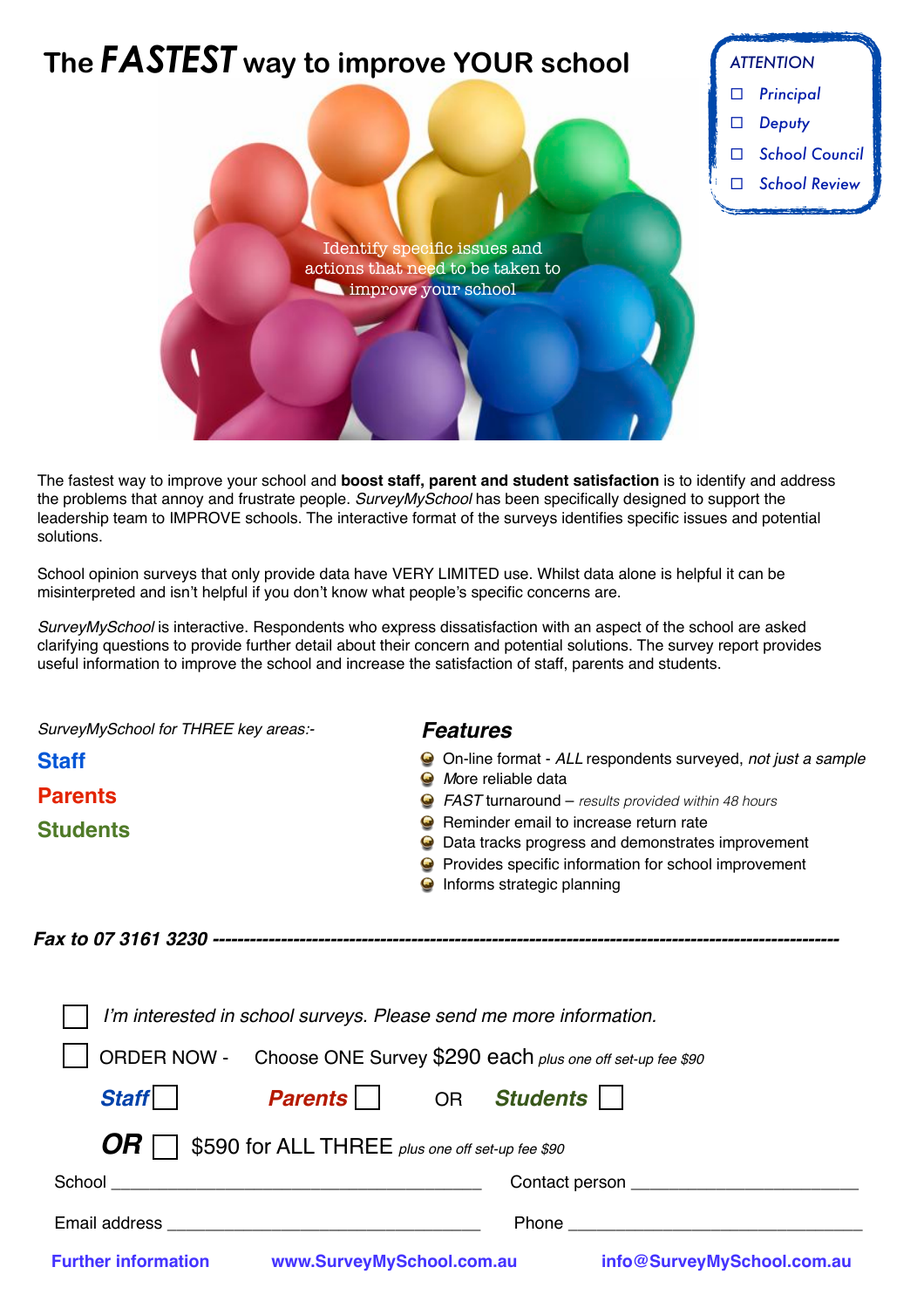# The *FASTEST* way to improve YOUR school

*ATTENTION*

- ☐ *Principal*
- ☐ *Deputy*
- ☐ *School Council*
- ☐ *School Review*

Identify specific issues and actions that need to be taken to improve your school

The fastest way to improve your school and **boost staff, parent and student satisfaction** is to identify and address the problems that annoy and frustrate people. *SurveyMySchool* has been specifically designed to support the leadership team to IMPROVE schools. The interactive format of the surveys identifies specific issues and potential solutions.

School opinion surveys that only provide data have VERY LIMITED use. Whilst data alone is helpful it can be misinterpreted and isn't helpful if you don't know what people's specific concerns are.

*SurveyMySchool* is interactive. Respondents who express dissatisfaction with an aspect of the school are asked clarifying questions to provide further detail about their concern and potential solutions. The survey report provides useful information to improve the school and increase the satisfaction of staff, parents and students.

*SurveyMySchool for THREE key areas:-*

**Staff**

**Parents**

**Students**

## *Features*

- On-line format - *ALL* respondents surveyed, *not just a sample*
- More reliable data
- *FAST* turnaround – *results provided within 48 hours*
- Reminder email to increase return rate
- Data tracks progress and demonstrates improvement
- Provides specific information for school improvement
- Informs strategic planning

***Fax to 07 3161 3230*** ------------------------------------------------------------------------------------------------

☐ *I'm interested in school surveys. Please send me more information.*

☐ ORDER NOW - Choose ONE Survey $290 each *plus one off set-up fee $90*

***Staff*** ☐ ***Parents*** ☐ OR ***Students*** ☐

***OR*** ☐ $590 for ALL THREE *plus one off set-up fee $90*

School ______________________________ Contact person ______________________

Email address ______________________________ Phone ______________________________

**Further information** **www.SurveyMySchool.com.au** **info@SurveyMySchool.com.au**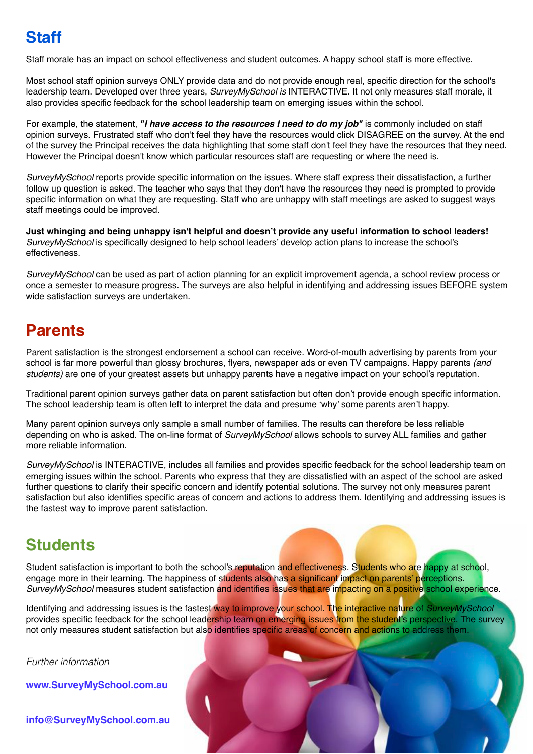## Staff

Staff morale has an impact on school effectiveness and student outcomes. A happy school staff is more effective.

Most school staff opinion surveys ONLY provide data and do not provide enough real, specific direction for the school's leadership team. Developed over three years, *SurveyMySchool is* INTERACTIVE. It not only measures staff morale, it also provides specific feedback for the school leadership team on emerging issues within the school.

For example, the statement, ***"I have access to the resources I need to do my job"*** is commonly included on staff opinion surveys. Frustrated staff who don't feel they have the resources would click DISAGREE on the survey. At the end of the survey the Principal receives the data highlighting that some staff don't feel they have the resources that they need. However the Principal doesn't know which particular resources staff are requesting or where the need is.

*SurveyMySchool* reports provide specific information on the issues. Where staff express their dissatisfaction, a further follow up question is asked. The teacher who says that they don't have the resources they need is prompted to provide specific information on what they are requesting. Staff who are unhappy with staff meetings are asked to suggest ways staff meetings could be improved.

**Just whinging and being unhappy isn't helpful and doesn't provide any useful information to school leaders!** *SurveyMySchool* is specifically designed to help school leaders' develop action plans to increase the school's effectiveness.

*SurveyMySchool* can be used as part of action planning for an explicit improvement agenda, a school review process or once a semester to measure progress. The surveys are also helpful in identifying and addressing issues BEFORE system wide satisfaction surveys are undertaken.

## Parents

Parent satisfaction is the strongest endorsement a school can receive. Word-of-mouth advertising by parents from your school is far more powerful than glossy brochures, flyers, newspaper ads or even TV campaigns. Happy parents *(and students)* are one of your greatest assets but unhappy parents have a negative impact on your school's reputation.

Traditional parent opinion surveys gather data on parent satisfaction but often don't provide enough specific information. The school leadership team is often left to interpret the data and presume 'why' some parents aren't happy.

Many parent opinion surveys only sample a small number of families. The results can therefore be less reliable depending on who is asked. The on-line format of *SurveyMySchool* allows schools to survey ALL families and gather more reliable information.

*SurveyMySchool* is INTERACTIVE, includes all families and provides specific feedback for the school leadership team on emerging issues within the school. Parents who express that they are dissatisfied with an aspect of the school are asked further questions to clarify their specific concern and identify potential solutions. The survey not only measures parent satisfaction but also identifies specific areas of concern and actions to address them. Identifying and addressing issues is the fastest way to improve parent satisfaction.

## Students

Student satisfaction is important to both the school's reputation and effectiveness. Students who are happy at school, engage more in their learning. The happiness of students also has a significant impact on parents' perceptions. *SurveyMySchool* measures student satisfaction and identifies issues that are impacting on a positive school experience.

Identifying and addressing issues is the fastest way to improve your school. The interactive nature of *SurveyMySchool* provides specific feedback for the school leadership team on emerging issues from the student's perspective. The survey not only measures student satisfaction but also identifies specific areas of concern and actions to address them.

*Further information*

**www.SurveyMySchool.com.au**

**info@SurveyMySchool.com.au**